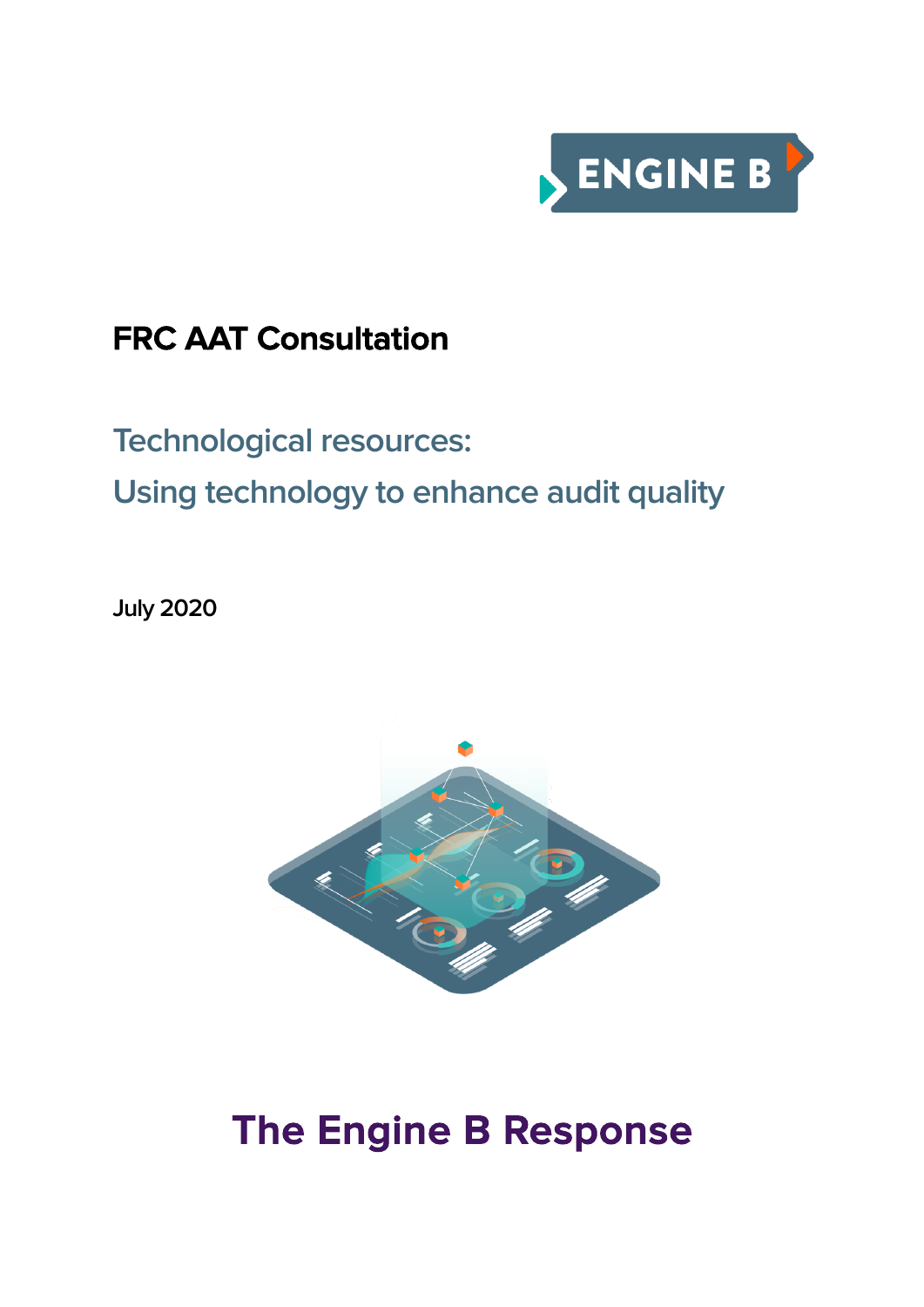ENGINE B

# FRC AAT Consultation

## Technological resources:
## Using technology to enhance audit quality

July 2020

# The Engine B Response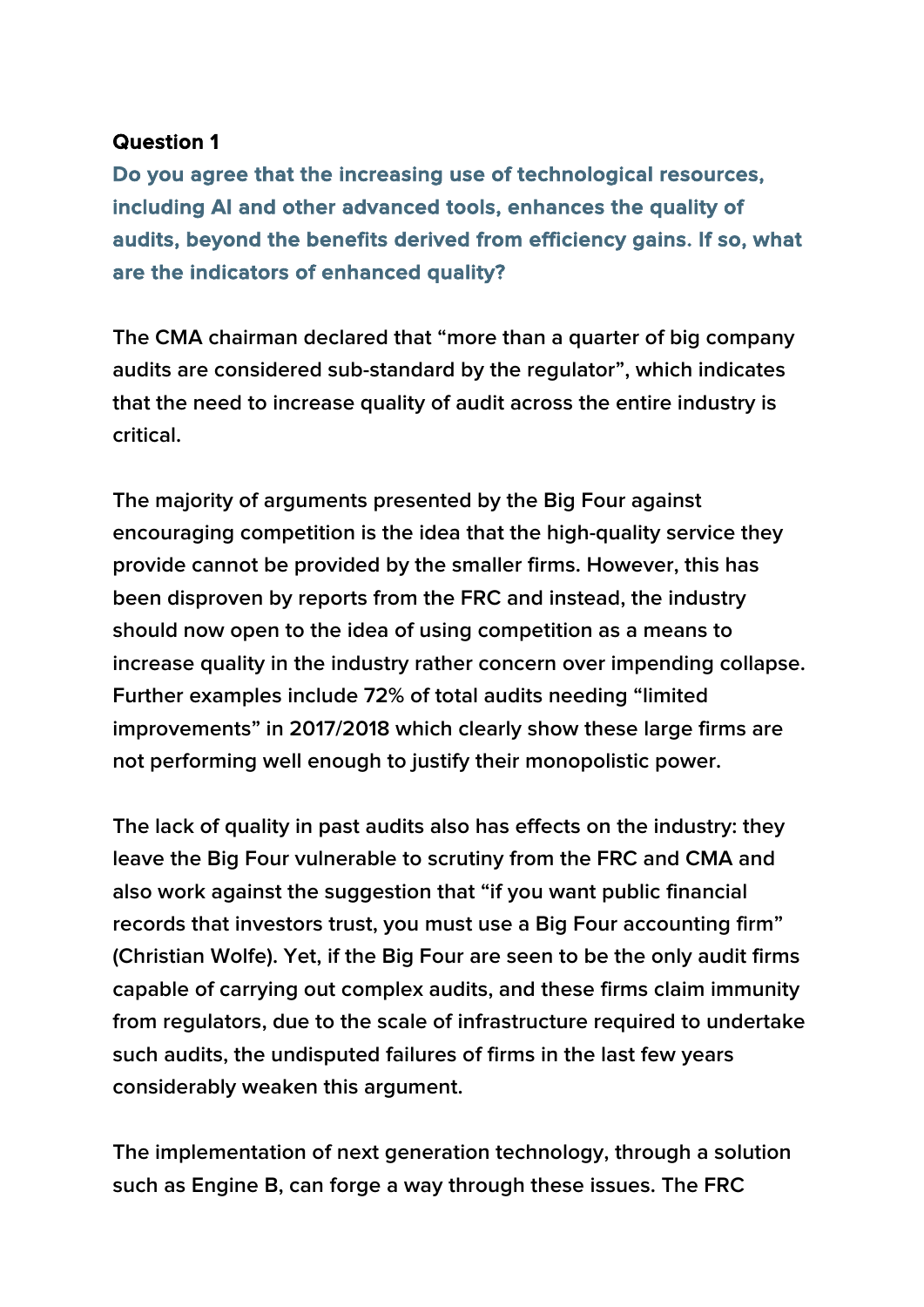### Question 1

**Do you agree that the increasing use of technological resources, including AI and other advanced tools, enhances the quality of audits, beyond the benefits derived from efficiency gains. If so, what are the indicators of enhanced quality?**

The CMA chairman declared that "more than a quarter of big company audits are considered sub-standard by the regulator", which indicates that the need to increase quality of audit across the entire industry is critical.

The majority of arguments presented by the Big Four against encouraging competition is the idea that the high-quality service they provide cannot be provided by the smaller firms. However, this has been disproven by reports from the FRC and instead, the industry should now open to the idea of using competition as a means to increase quality in the industry rather concern over impending collapse. Further examples include 72% of total audits needing "limited improvements" in 2017/2018 which clearly show these large firms are not performing well enough to justify their monopolistic power.

The lack of quality in past audits also has effects on the industry: they leave the Big Four vulnerable to scrutiny from the FRC and CMA and also work against the suggestion that "if you want public financial records that investors trust, you must use a Big Four accounting firm" (Christian Wolfe). Yet, if the Big Four are seen to be the only audit firms capable of carrying out complex audits, and these firms claim immunity from regulators, due to the scale of infrastructure required to undertake such audits, the undisputed failures of firms in the last few years considerably weaken this argument.

The implementation of next generation technology, through a solution such as Engine B, can forge a way through these issues. The FRC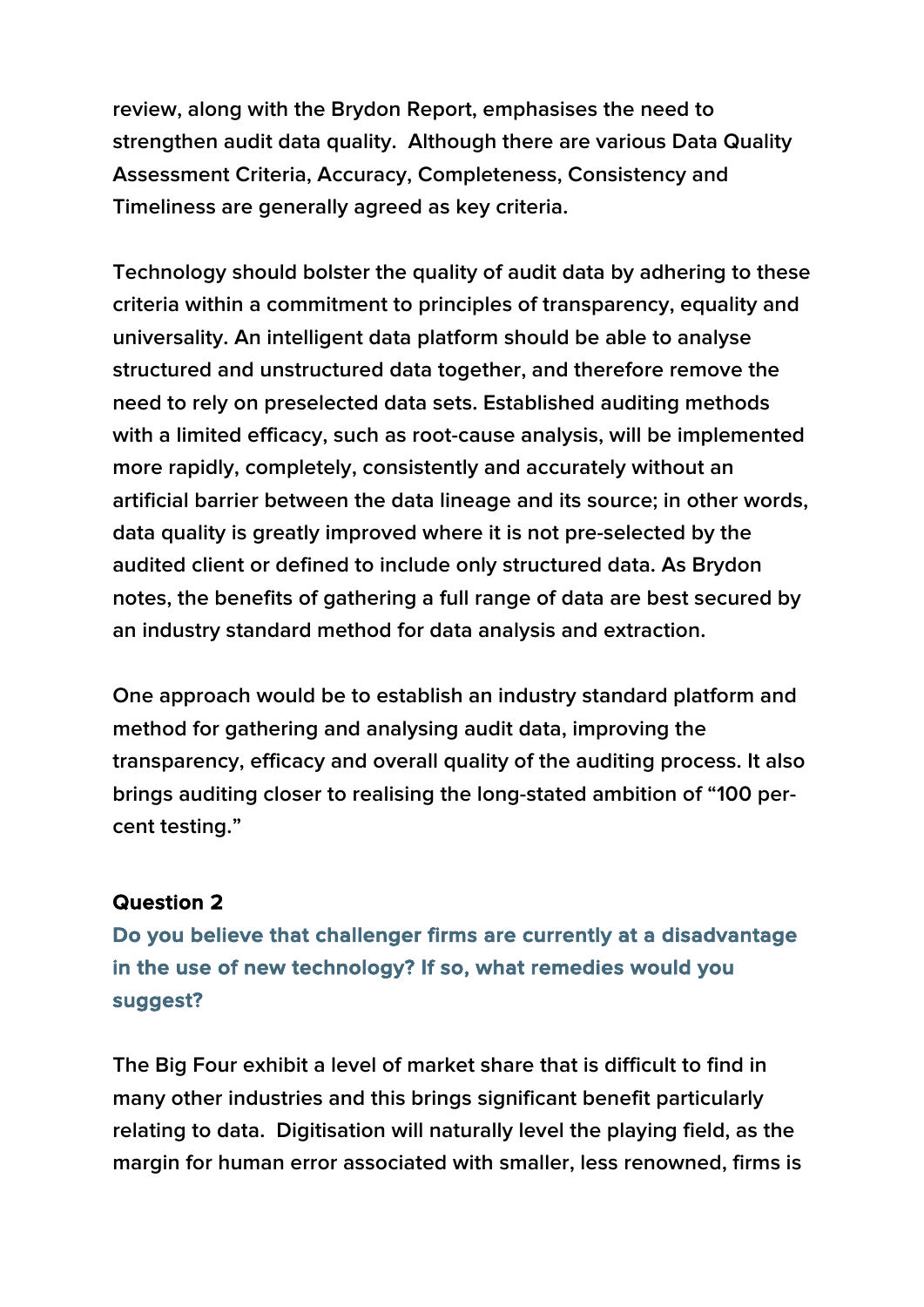review, along with the Brydon Report, emphasises the need to strengthen audit data quality. Although there are various Data Quality Assessment Criteria, Accuracy, Completeness, Consistency and Timeliness are generally agreed as key criteria.

Technology should bolster the quality of audit data by adhering to these criteria within a commitment to principles of transparency, equality and universality. An intelligent data platform should be able to analyse structured and unstructured data together, and therefore remove the need to rely on preselected data sets. Established auditing methods with a limited efficacy, such as root-cause analysis, will be implemented more rapidly, completely, consistently and accurately without an artificial barrier between the data lineage and its source; in other words, data quality is greatly improved where it is not pre-selected by the audited client or defined to include only structured data. As Brydon notes, the benefits of gathering a full range of data are best secured by an industry standard method for data analysis and extraction.

One approach would be to establish an industry standard platform and method for gathering and analysing audit data, improving the transparency, efficacy and overall quality of the auditing process. It also brings auditing closer to realising the long-stated ambition of "100 per-cent testing."

### Question 2

**Do you believe that challenger firms are currently at a disadvantage in the use of new technology? If so, what remedies would you suggest?**

The Big Four exhibit a level of market share that is difficult to find in many other industries and this brings significant benefit particularly relating to data. Digitisation will naturally level the playing field, as the margin for human error associated with smaller, less renowned, firms is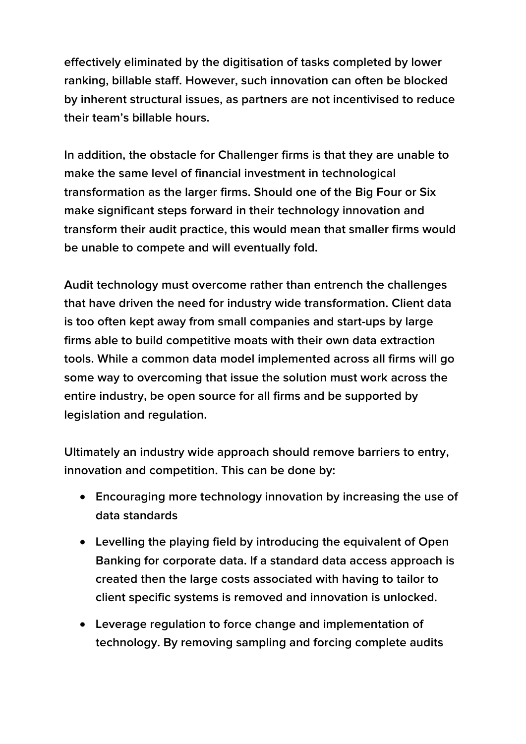effectively eliminated by the digitisation of tasks completed by lower ranking, billable staff. However, such innovation can often be blocked by inherent structural issues, as partners are not incentivised to reduce their team's billable hours.

In addition, the obstacle for Challenger firms is that they are unable to make the same level of financial investment in technological transformation as the larger firms. Should one of the Big Four or Six make significant steps forward in their technology innovation and transform their audit practice, this would mean that smaller firms would be unable to compete and will eventually fold.

Audit technology must overcome rather than entrench the challenges that have driven the need for industry wide transformation. Client data is too often kept away from small companies and start-ups by large firms able to build competitive moats with their own data extraction tools. While a common data model implemented across all firms will go some way to overcoming that issue the solution must work across the entire industry, be open source for all firms and be supported by legislation and regulation.

Ultimately an industry wide approach should remove barriers to entry, innovation and competition. This can be done by:

- Encouraging more technology innovation by increasing the use of data standards
- Levelling the playing field by introducing the equivalent of Open Banking for corporate data. If a standard data access approach is created then the large costs associated with having to tailor to client specific systems is removed and innovation is unlocked.
- Leverage regulation to force change and implementation of technology. By removing sampling and forcing complete audits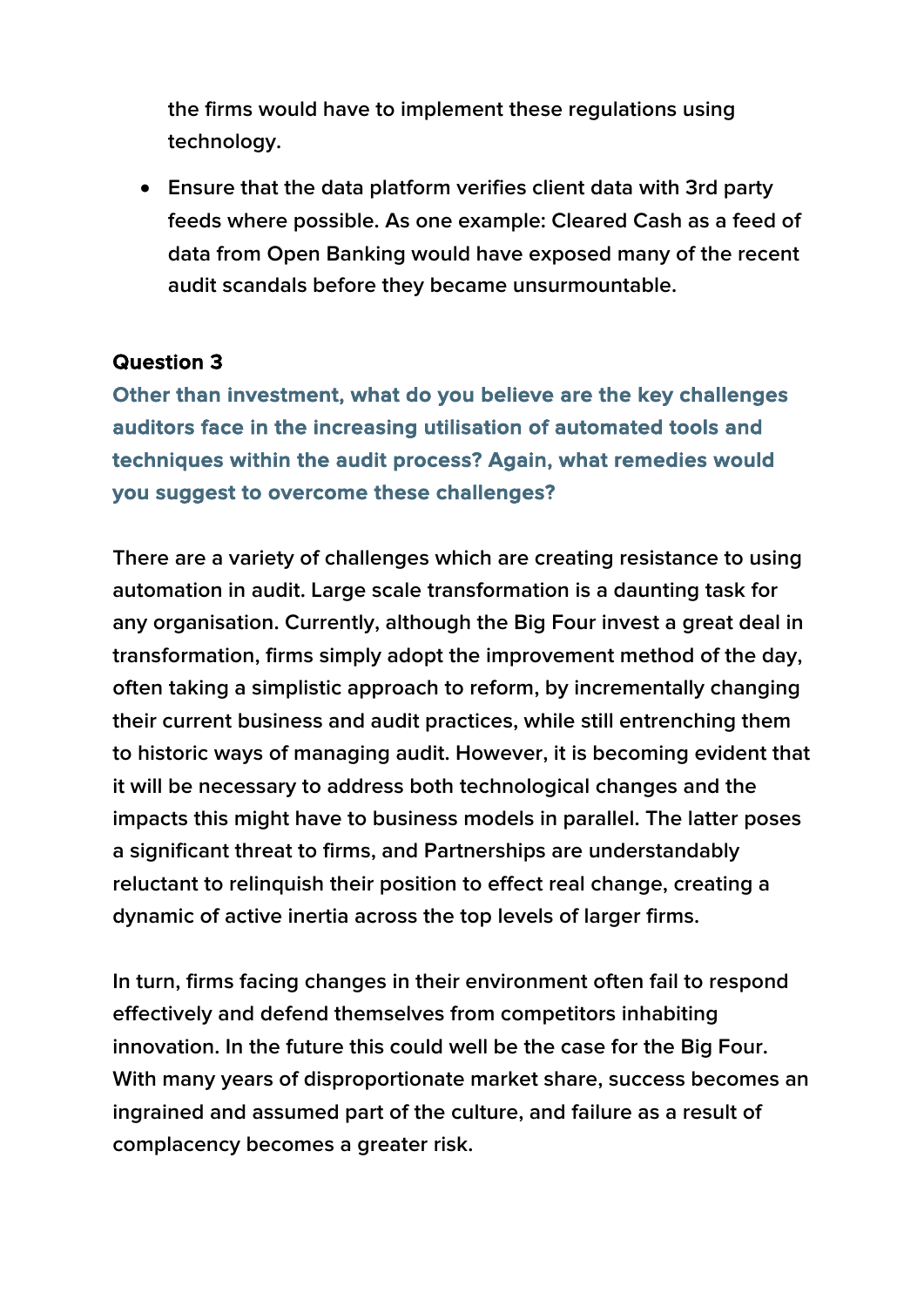the firms would have to implement these regulations using technology.

- Ensure that the data platform verifies client data with 3rd party feeds where possible. As one example: Cleared Cash as a feed of data from Open Banking would have exposed many of the recent audit scandals before they became unsurmountable.

**Question 3**

**Other than investment, what do you believe are the key challenges auditors face in the increasing utilisation of automated tools and techniques within the audit process? Again, what remedies would you suggest to overcome these challenges?**

There are a variety of challenges which are creating resistance to using automation in audit. Large scale transformation is a daunting task for any organisation. Currently, although the Big Four invest a great deal in transformation, firms simply adopt the improvement method of the day, often taking a simplistic approach to reform, by incrementally changing their current business and audit practices, while still entrenching them to historic ways of managing audit. However, it is becoming evident that it will be necessary to address both technological changes and the impacts this might have to business models in parallel. The latter poses a significant threat to firms, and Partnerships are understandably reluctant to relinquish their position to effect real change, creating a dynamic of active inertia across the top levels of larger firms.

In turn, firms facing changes in their environment often fail to respond effectively and defend themselves from competitors inhabiting innovation. In the future this could well be the case for the Big Four. With many years of disproportionate market share, success becomes an ingrained and assumed part of the culture, and failure as a result of complacency becomes a greater risk.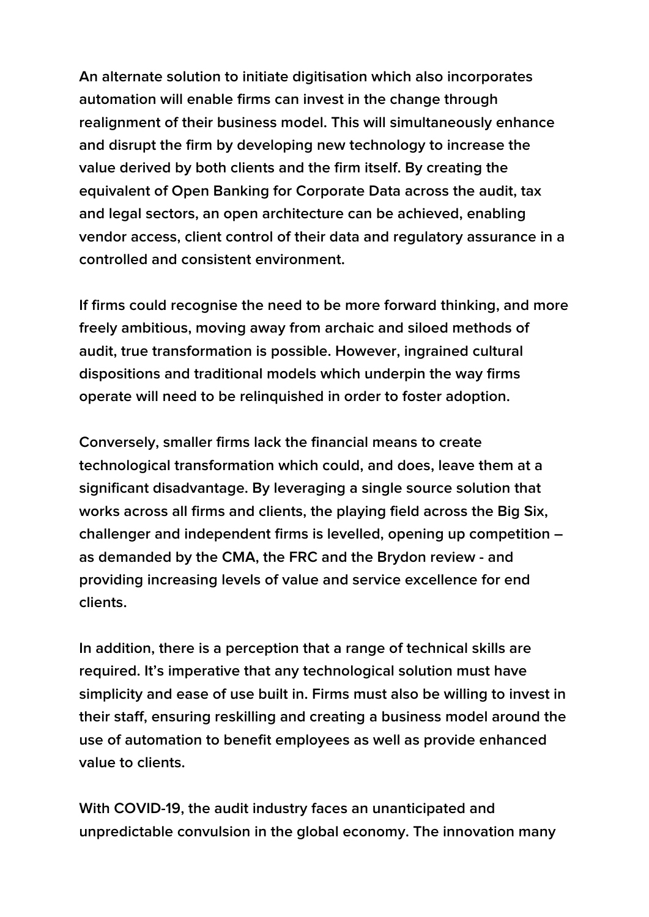An alternate solution to initiate digitisation which also incorporates automation will enable firms can invest in the change through realignment of their business model. This will simultaneously enhance and disrupt the firm by developing new technology to increase the value derived by both clients and the firm itself. By creating the equivalent of Open Banking for Corporate Data across the audit, tax and legal sectors, an open architecture can be achieved, enabling vendor access, client control of their data and regulatory assurance in a controlled and consistent environment.

If firms could recognise the need to be more forward thinking, and more freely ambitious, moving away from archaic and siloed methods of audit, true transformation is possible. However, ingrained cultural dispositions and traditional models which underpin the way firms operate will need to be relinquished in order to foster adoption.

Conversely, smaller firms lack the financial means to create technological transformation which could, and does, leave them at a significant disadvantage. By leveraging a single source solution that works across all firms and clients, the playing field across the Big Six, challenger and independent firms is levelled, opening up competition – as demanded by the CMA, the FRC and the Brydon review - and providing increasing levels of value and service excellence for end clients.

In addition, there is a perception that a range of technical skills are required. It's imperative that any technological solution must have simplicity and ease of use built in. Firms must also be willing to invest in their staff, ensuring reskilling and creating a business model around the use of automation to benefit employees as well as provide enhanced value to clients.

With COVID-19, the audit industry faces an unanticipated and unpredictable convulsion in the global economy. The innovation many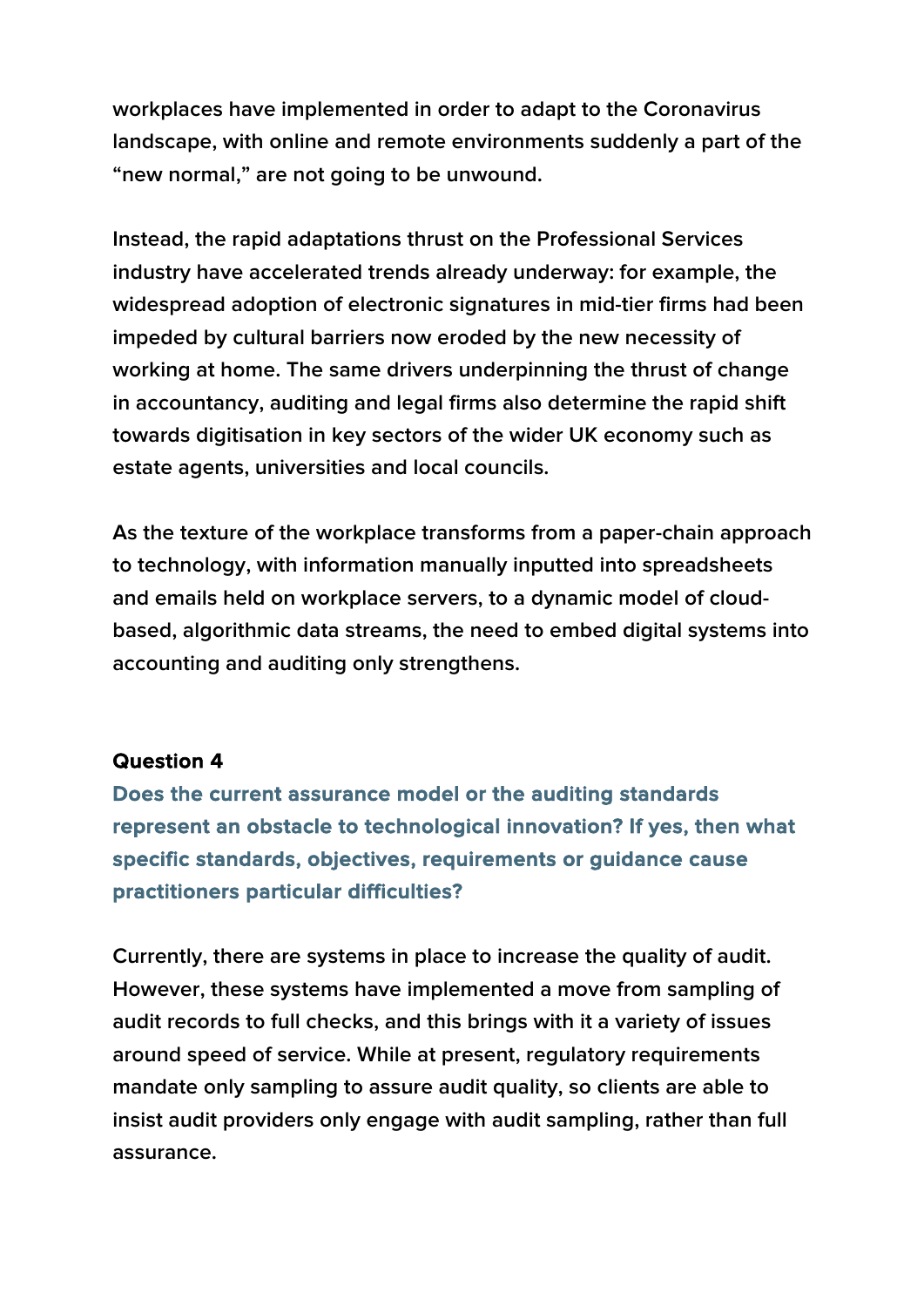workplaces have implemented in order to adapt to the Coronavirus landscape, with online and remote environments suddenly a part of the "new normal," are not going to be unwound.

Instead, the rapid adaptations thrust on the Professional Services industry have accelerated trends already underway: for example, the widespread adoption of electronic signatures in mid-tier firms had been impeded by cultural barriers now eroded by the new necessity of working at home. The same drivers underpinning the thrust of change in accountancy, auditing and legal firms also determine the rapid shift towards digitisation in key sectors of the wider UK economy such as estate agents, universities and local councils.

As the texture of the workplace transforms from a paper-chain approach to technology, with information manually inputted into spreadsheets and emails held on workplace servers, to a dynamic model of cloud-based, algorithmic data streams, the need to embed digital systems into accounting and auditing only strengthens.

**Question 4**

**Does the current assurance model or the auditing standards represent an obstacle to technological innovation? If yes, then what specific standards, objectives, requirements or guidance cause practitioners particular difficulties?**

Currently, there are systems in place to increase the quality of audit. However, these systems have implemented a move from sampling of audit records to full checks, and this brings with it a variety of issues around speed of service. While at present, regulatory requirements mandate only sampling to assure audit quality, so clients are able to insist audit providers only engage with audit sampling, rather than full assurance.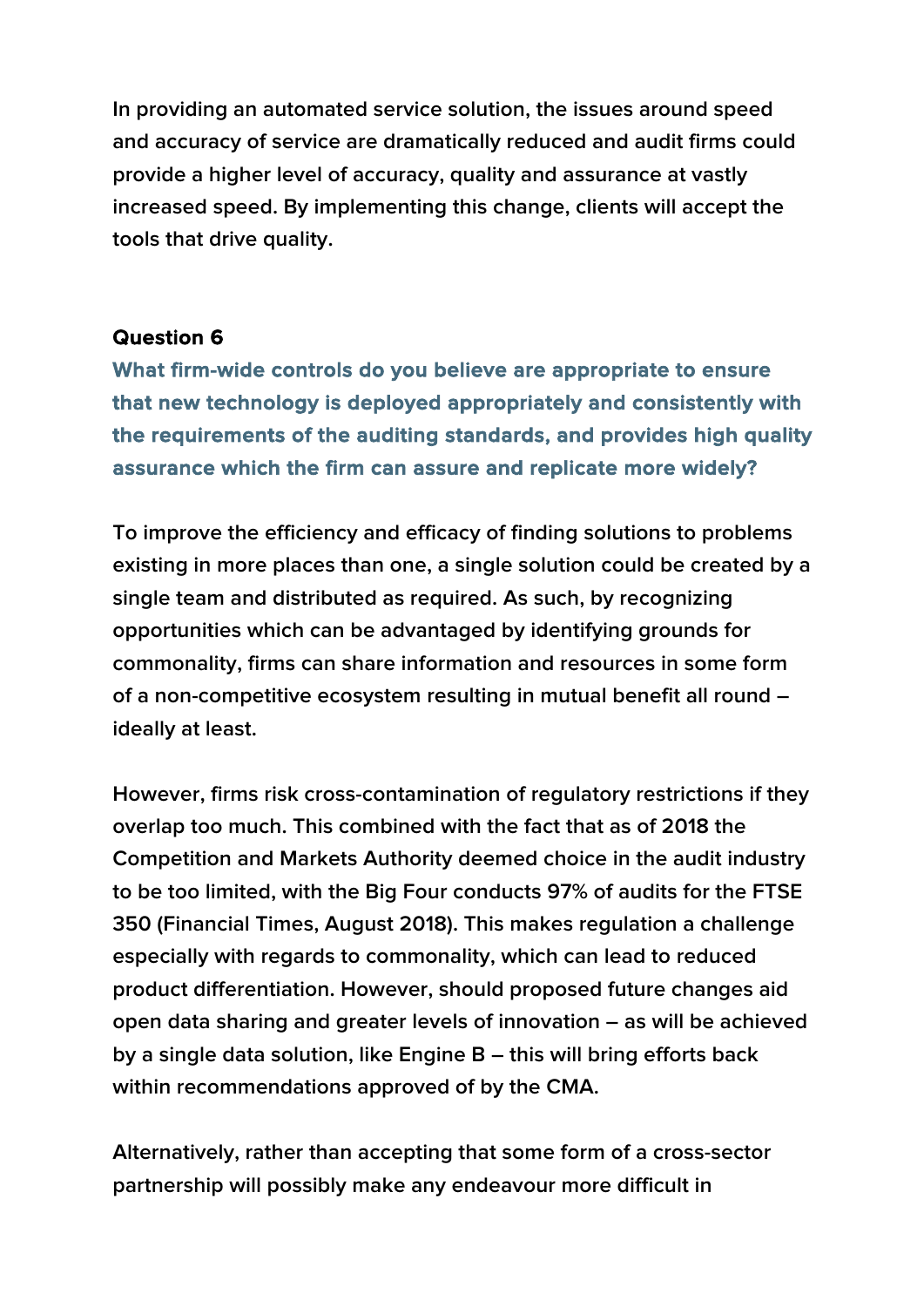In providing an automated service solution, the issues around speed and accuracy of service are dramatically reduced and audit firms could provide a higher level of accuracy, quality and assurance at vastly increased speed. By implementing this change, clients will accept the tools that drive quality.

### Question 6

**What firm-wide controls do you believe are appropriate to ensure that new technology is deployed appropriately and consistently with the requirements of the auditing standards, and provides high quality assurance which the firm can assure and replicate more widely?**

To improve the efficiency and efficacy of finding solutions to problems existing in more places than one, a single solution could be created by a single team and distributed as required. As such, by recognizing opportunities which can be advantaged by identifying grounds for commonality, firms can share information and resources in some form of a non-competitive ecosystem resulting in mutual benefit all round – ideally at least.

However, firms risk cross-contamination of regulatory restrictions if they overlap too much. This combined with the fact that as of 2018 the Competition and Markets Authority deemed choice in the audit industry to be too limited, with the Big Four conducts 97% of audits for the FTSE 350 (Financial Times, August 2018). This makes regulation a challenge especially with regards to commonality, which can lead to reduced product differentiation. However, should proposed future changes aid open data sharing and greater levels of innovation – as will be achieved by a single data solution, like Engine B – this will bring efforts back within recommendations approved of by the CMA.

Alternatively, rather than accepting that some form of a cross-sector partnership will possibly make any endeavour more difficult in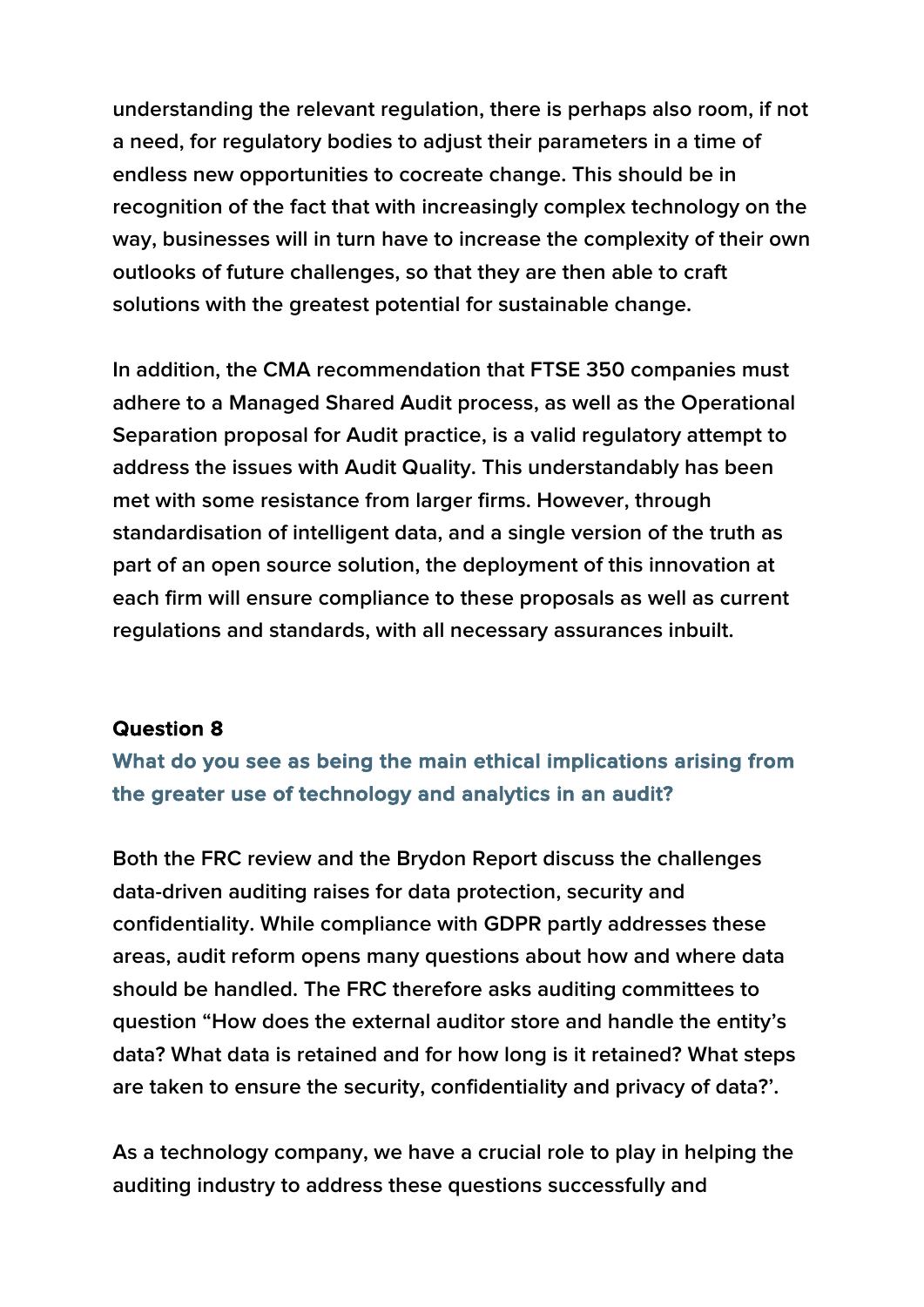understanding the relevant regulation, there is perhaps also room, if not a need, for regulatory bodies to adjust their parameters in a time of endless new opportunities to cocreate change. This should be in recognition of the fact that with increasingly complex technology on the way, businesses will in turn have to increase the complexity of their own outlooks of future challenges, so that they are then able to craft solutions with the greatest potential for sustainable change.

In addition, the CMA recommendation that FTSE 350 companies must adhere to a Managed Shared Audit process, as well as the Operational Separation proposal for Audit practice, is a valid regulatory attempt to address the issues with Audit Quality. This understandably has been met with some resistance from larger firms. However, through standardisation of intelligent data, and a single version of the truth as part of an open source solution, the deployment of this innovation at each firm will ensure compliance to these proposals as well as current regulations and standards, with all necessary assurances inbuilt.

**Question 8**

**What do you see as being the main ethical implications arising from the greater use of technology and analytics in an audit?**

Both the FRC review and the Brydon Report discuss the challenges data-driven auditing raises for data protection, security and confidentiality. While compliance with GDPR partly addresses these areas, audit reform opens many questions about how and where data should be handled. The FRC therefore asks auditing committees to question "How does the external auditor store and handle the entity's data? What data is retained and for how long is it retained? What steps are taken to ensure the security, confidentiality and privacy of data?'.

As a technology company, we have a crucial role to play in helping the auditing industry to address these questions successfully and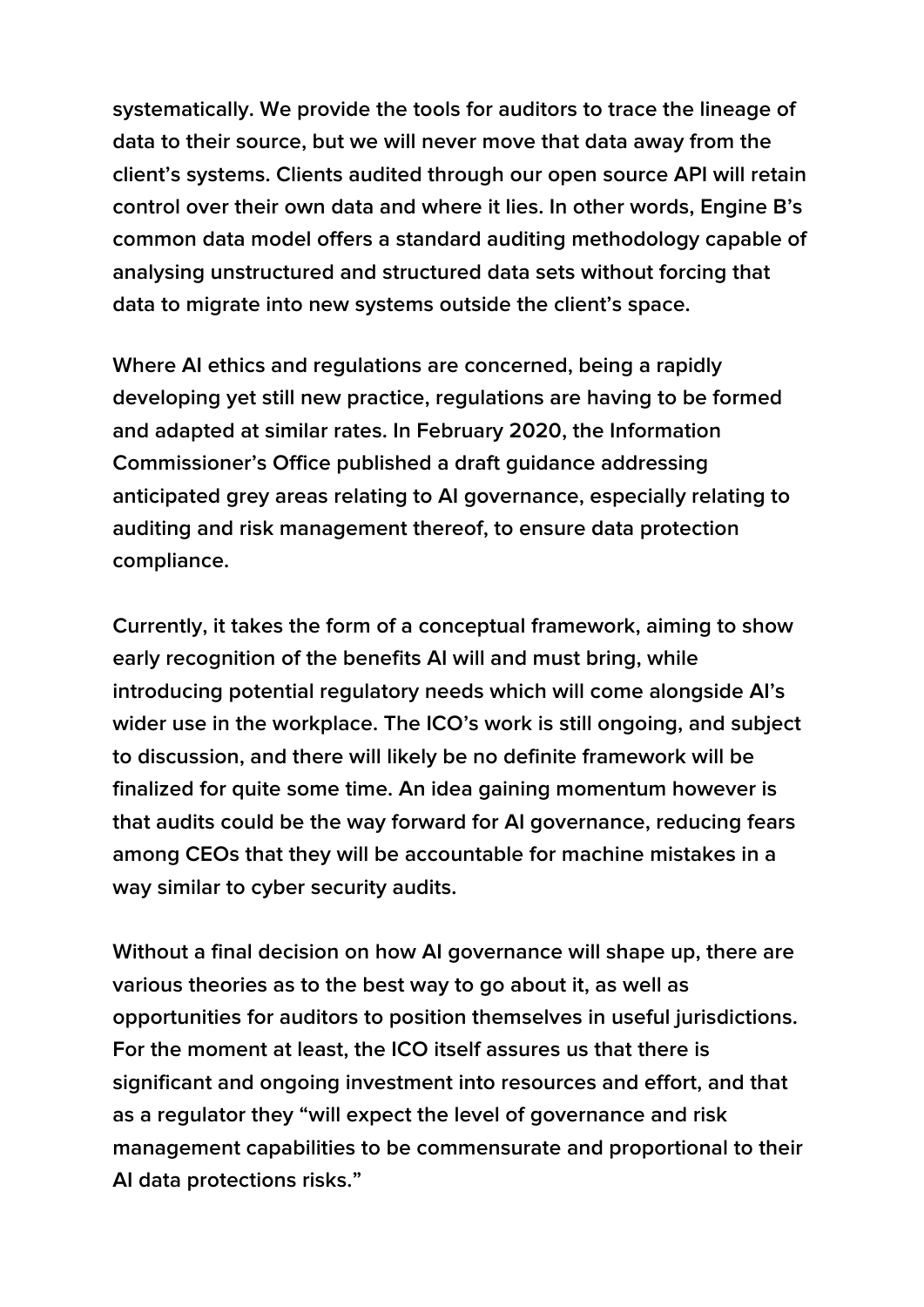systematically. We provide the tools for auditors to trace the lineage of data to their source, but we will never move that data away from the client's systems. Clients audited through our open source API will retain control over their own data and where it lies. In other words, Engine B's common data model offers a standard auditing methodology capable of analysing unstructured and structured data sets without forcing that data to migrate into new systems outside the client's space.

Where AI ethics and regulations are concerned, being a rapidly developing yet still new practice, regulations are having to be formed and adapted at similar rates. In February 2020, the Information Commissioner's Office published a draft guidance addressing anticipated grey areas relating to AI governance, especially relating to auditing and risk management thereof, to ensure data protection compliance.

Currently, it takes the form of a conceptual framework, aiming to show early recognition of the benefits AI will and must bring, while introducing potential regulatory needs which will come alongside AI's wider use in the workplace. The ICO's work is still ongoing, and subject to discussion, and there will likely be no definite framework will be finalized for quite some time. An idea gaining momentum however is that audits could be the way forward for AI governance, reducing fears among CEOs that they will be accountable for machine mistakes in a way similar to cyber security audits.

Without a final decision on how AI governance will shape up, there are various theories as to the best way to go about it, as well as opportunities for auditors to position themselves in useful jurisdictions. For the moment at least, the ICO itself assures us that there is significant and ongoing investment into resources and effort, and that as a regulator they "will expect the level of governance and risk management capabilities to be commensurate and proportional to their AI data protections risks."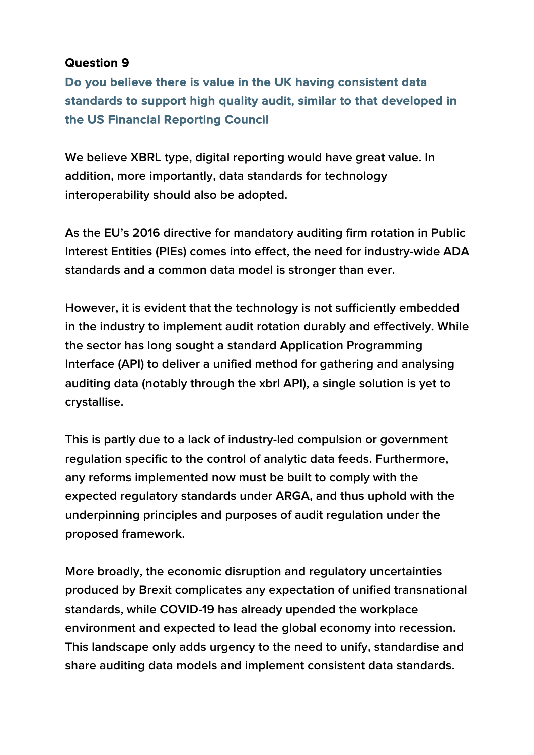**Question 9**

**Do you believe there is value in the UK having consistent data standards to support high quality audit, similar to that developed in the US Financial Reporting Council**

We believe XBRL type, digital reporting would have great value. In addition, more importantly, data standards for technology interoperability should also be adopted.

As the EU's 2016 directive for mandatory auditing firm rotation in Public Interest Entities (PIEs) comes into effect, the need for industry-wide ADA standards and a common data model is stronger than ever.

However, it is evident that the technology is not sufficiently embedded in the industry to implement audit rotation durably and effectively. While the sector has long sought a standard Application Programming Interface (API) to deliver a unified method for gathering and analysing auditing data (notably through the xbrl API), a single solution is yet to crystallise.

This is partly due to a lack of industry-led compulsion or government regulation specific to the control of analytic data feeds. Furthermore, any reforms implemented now must be built to comply with the expected regulatory standards under ARGA, and thus uphold with the underpinning principles and purposes of audit regulation under the proposed framework.

More broadly, the economic disruption and regulatory uncertainties produced by Brexit complicates any expectation of unified transnational standards, while COVID-19 has already upended the workplace environment and expected to lead the global economy into recession. This landscape only adds urgency to the need to unify, standardise and share auditing data models and implement consistent data standards.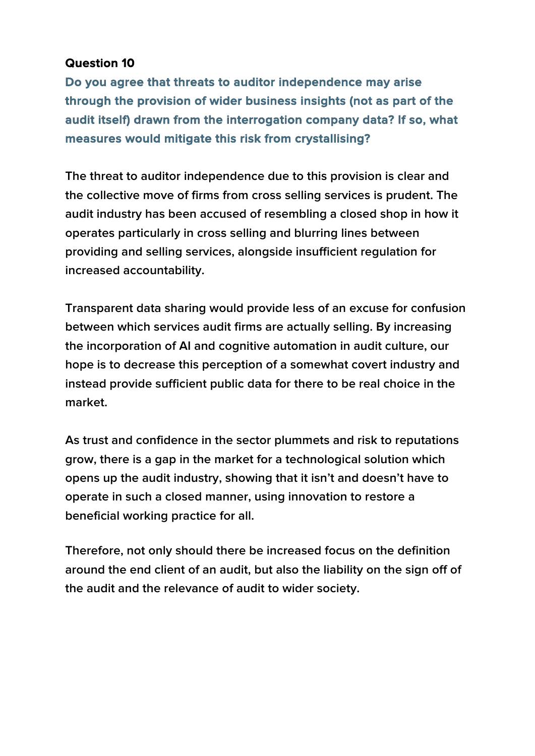### Question 10

**Do you agree that threats to auditor independence may arise through the provision of wider business insights (not as part of the audit itself) drawn from the interrogation company data? If so, what measures would mitigate this risk from crystallising?**

The threat to auditor independence due to this provision is clear and the collective move of firms from cross selling services is prudent. The audit industry has been accused of resembling a closed shop in how it operates particularly in cross selling and blurring lines between providing and selling services, alongside insufficient regulation for increased accountability.

Transparent data sharing would provide less of an excuse for confusion between which services audit firms are actually selling. By increasing the incorporation of AI and cognitive automation in audit culture, our hope is to decrease this perception of a somewhat covert industry and instead provide sufficient public data for there to be real choice in the market.

As trust and confidence in the sector plummets and risk to reputations grow, there is a gap in the market for a technological solution which opens up the audit industry, showing that it isn't and doesn't have to operate in such a closed manner, using innovation to restore a beneficial working practice for all.

Therefore, not only should there be increased focus on the definition around the end client of an audit, but also the liability on the sign off of the audit and the relevance of audit to wider society.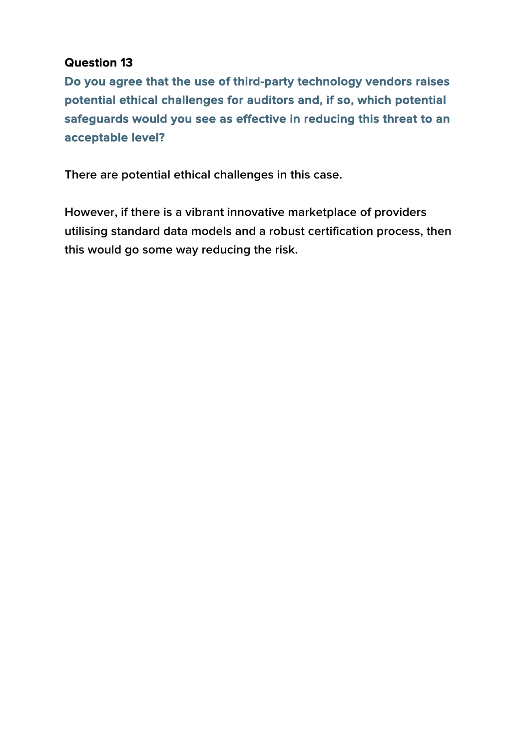### Question 13

**Do you agree that the use of third-party technology vendors raises potential ethical challenges for auditors and, if so, which potential safeguards would you see as effective in reducing this threat to an acceptable level?**

There are potential ethical challenges in this case.

However, if there is a vibrant innovative marketplace of providers utilising standard data models and a robust certification process, then this would go some way reducing the risk.